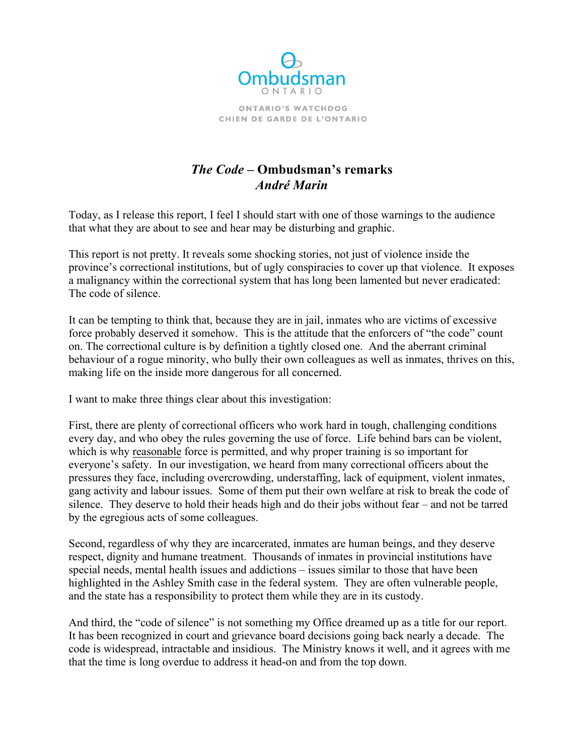Ombudsman

ONTARIO

ONTARIO'S WATCHDOG
CHIEN DE GARDE DE L'ONTARIO

# *The Code* – Ombudsman's remarks
## *André Marin*

Today, as I release this report, I feel I should start with one of those warnings to the audience that what they are about to see and hear may be disturbing and graphic.

This report is not pretty. It reveals some shocking stories, not just of violence inside the province's correctional institutions, but of ugly conspiracies to cover up that violence. It exposes a malignancy within the correctional system that has long been lamented but never eradicated: The code of silence.

It can be tempting to think that, because they are in jail, inmates who are victims of excessive force probably deserved it somehow. This is the attitude that the enforcers of "the code" count on. The correctional culture is by definition a tightly closed one. And the aberrant criminal behaviour of a rogue minority, who bully their own colleagues as well as inmates, thrives on this, making life on the inside more dangerous for all concerned.

I want to make three things clear about this investigation:

First, there are plenty of correctional officers who work hard in tough, challenging conditions every day, and who obey the rules governing the use of force. Life behind bars can be violent, which is why <u>reasonable</u> force is permitted, and why proper training is so important for everyone's safety. In our investigation, we heard from many correctional officers about the pressures they face, including overcrowding, understaffing, lack of equipment, violent inmates, gang activity and labour issues. Some of them put their own welfare at risk to break the code of silence. They deserve to hold their heads high and do their jobs without fear – and not be tarred by the egregious acts of some colleagues.

Second, regardless of why they are incarcerated, inmates are human beings, and they deserve respect, dignity and humane treatment. Thousands of inmates in provincial institutions have special needs, mental health issues and addictions – issues similar to those that have been highlighted in the Ashley Smith case in the federal system. They are often vulnerable people, and the state has a responsibility to protect them while they are in its custody.

And third, the "code of silence" is not something my Office dreamed up as a title for our report. It has been recognized in court and grievance board decisions going back nearly a decade. The code is widespread, intractable and insidious. The Ministry knows it well, and it agrees with me that the time is long overdue to address it head-on and from the top down.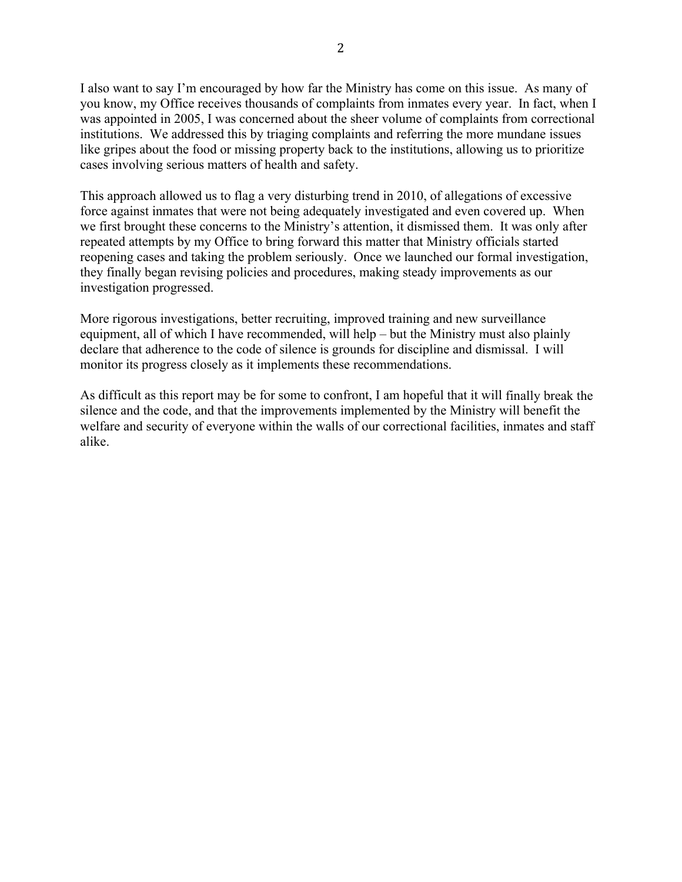I also want to say I'm encouraged by how far the Ministry has come on this issue. As many of you know, my Office receives thousands of complaints from inmates every year. In fact, when I was appointed in 2005, I was concerned about the sheer volume of complaints from correctional institutions. We addressed this by triaging complaints and referring the more mundane issues like gripes about the food or missing property back to the institutions, allowing us to prioritize cases involving serious matters of health and safety.

This approach allowed us to flag a very disturbing trend in 2010, of allegations of excessive force against inmates that were not being adequately investigated and even covered up. When we first brought these concerns to the Ministry's attention, it dismissed them. It was only after repeated attempts by my Office to bring forward this matter that Ministry officials started reopening cases and taking the problem seriously. Once we launched our formal investigation, they finally began revising policies and procedures, making steady improvements as our investigation progressed.

More rigorous investigations, better recruiting, improved training and new surveillance equipment, all of which I have recommended, will help – but the Ministry must also plainly declare that adherence to the code of silence is grounds for discipline and dismissal. I will monitor its progress closely as it implements these recommendations.

As difficult as this report may be for some to confront, I am hopeful that it will finally break the silence and the code, and that the improvements implemented by the Ministry will benefit the welfare and security of everyone within the walls of our correctional facilities, inmates and staff alike.